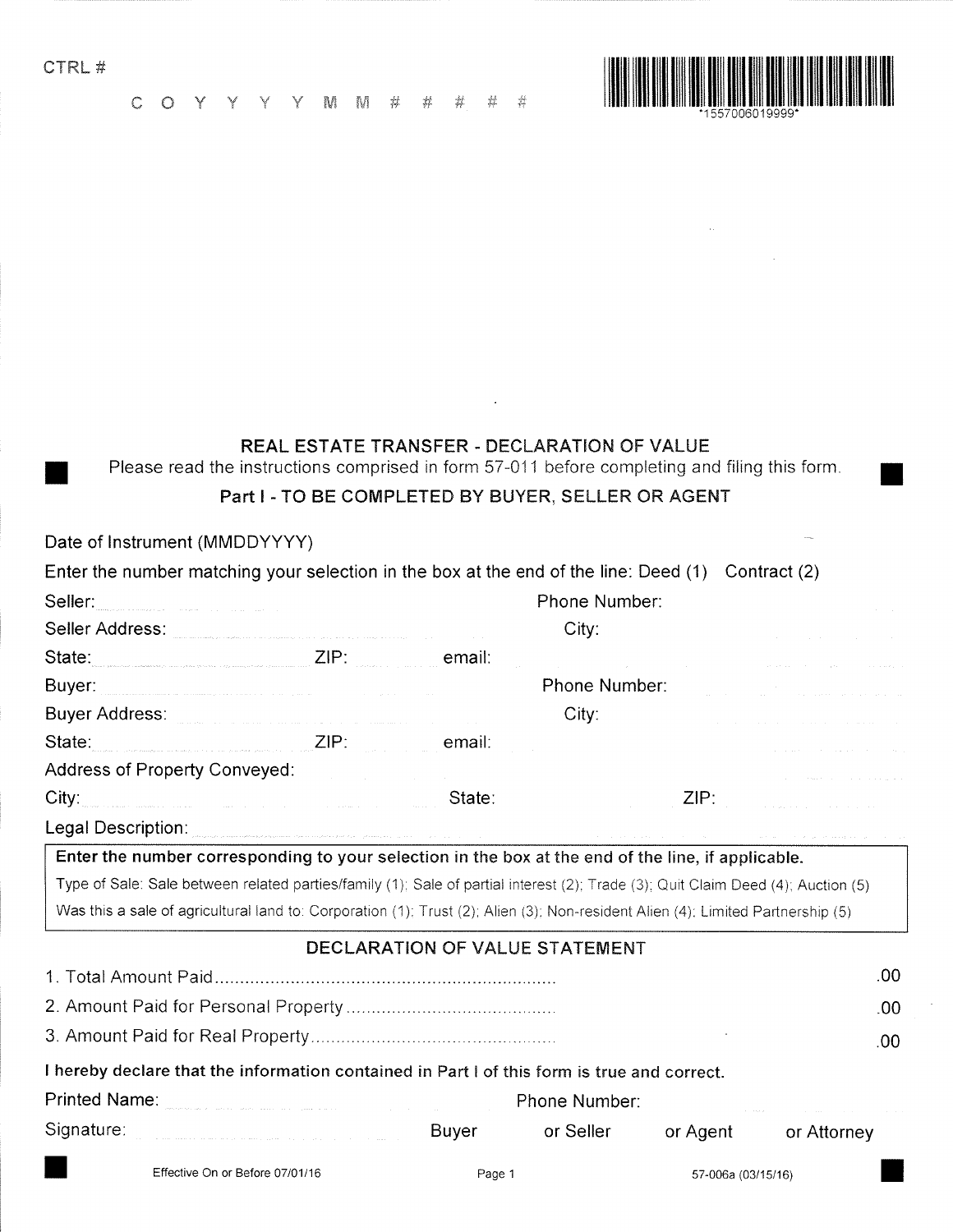CTRL #

C O Y Y Y Y M M # # # # #

*1557006019999*

## REAL ESTATE TRANSFER - DECLARATION OF VALUE

Please read the instructions comprised in form 57-011 before completing and filing this form.

### Part I - TO BE COMPLETED BY BUYER, SELLER OR AGENT

Date of Instrument (MMDDYYYY)

Enter the number matching your selection in the box at the end of the line: Deed (1) Contract (2)

Seller: Phone Number:

Seller Address: City:

State: ZIP: email:

Buyer: Phone Number:

Buyer Address: City:

State: ZIP: email:

Address of Property Conveyed:

City: State: ZIP:

Legal Description:

**Enter the number corresponding to your selection in the box at the end of the line, if applicable.**

Type of Sale: Sale between related parties/family (1); Sale of partial interest (2); Trade (3); Quit Claim Deed (4); Auction (5)

Was this a sale of agricultural land to: Corporation (1); Trust (2); Alien (3); Non-resident Alien (4); Limited Partnership (5)

### DECLARATION OF VALUE STATEMENT

1. Total Amount Paid .00
2. Amount Paid for Personal Property .00
3. Amount Paid for Real Property .00

**I hereby declare that the information contained in Part I of this form is true and correct.**

Printed Name: Phone Number:

Signature: Buyer or Seller or Agent or Attorney

Effective On or Before 07/01/16 57-006a (03/15/16)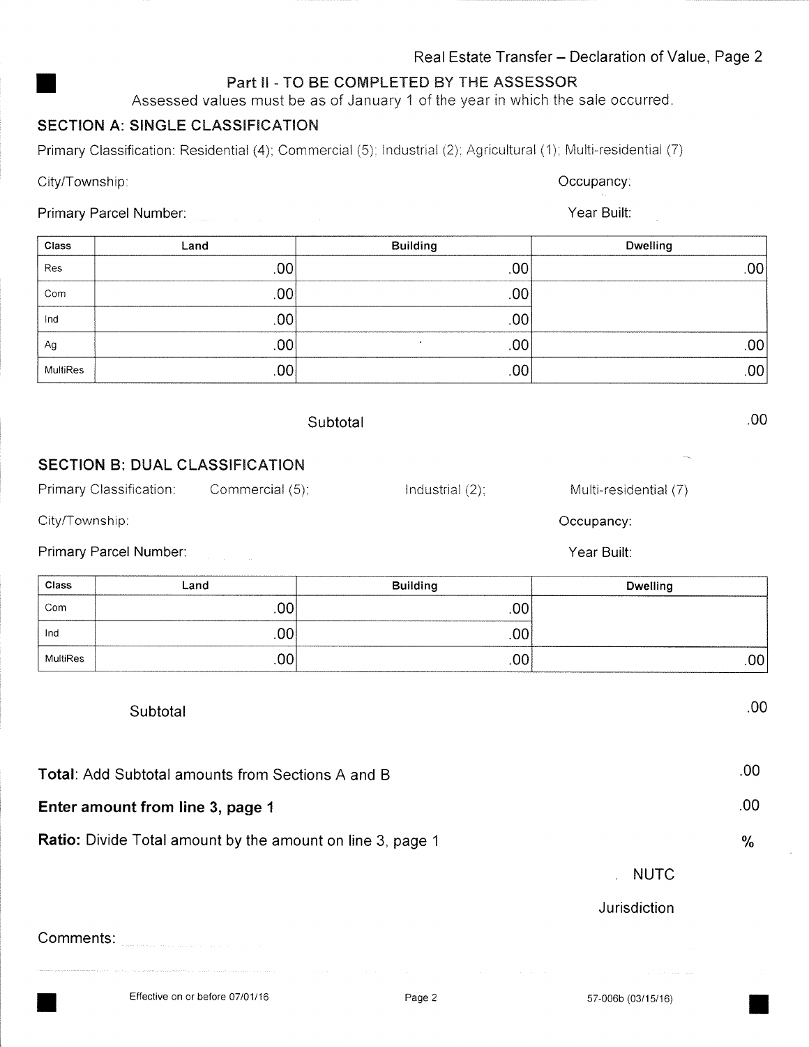Real Estate Transfer – Declaration of Value, Page 2

## Part II - TO BE COMPLETED BY THE ASSESSOR

Assessed values must be as of January 1 of the year in which the sale occurred.

### SECTION A: SINGLE CLASSIFICATION

Primary Classification: Residential (4); Commercial (5); Industrial (2); Agricultural (1); Multi-residential (7)

City/Township: Occupancy:

Primary Parcel Number: Year Built:

| Class | Land | Building | Dwelling |
|---|---|---|---|
| Res | .00 | .00 | .00 |
| Com | .00 | .00 | |
| Ind | .00 | .00 | |
| Ag | .00 | .00 | .00 |
| MultiRes | .00 | .00 | .00 |

Subtotal .00

### SECTION B: DUAL CLASSIFICATION

Primary Classification: Commercial (5); Industrial (2); Multi-residential (7)

City/Township: Occupancy:

Primary Parcel Number: Year Built:

| Class | Land | Building | Dwelling |
|---|---|---|---|
| Com | .00 | .00 | |
| Ind | .00 | .00 | |
| MultiRes | .00 | .00 | .00 |

Subtotal .00

**Total**: Add Subtotal amounts from Sections A and B .00

**Enter amount from line 3, page 1** .00

**Ratio:** Divide Total amount by the amount on line 3, page 1 %

NUTC

Jurisdiction

Comments:

Effective on or before 07/01/16

57-006b (03/15/16)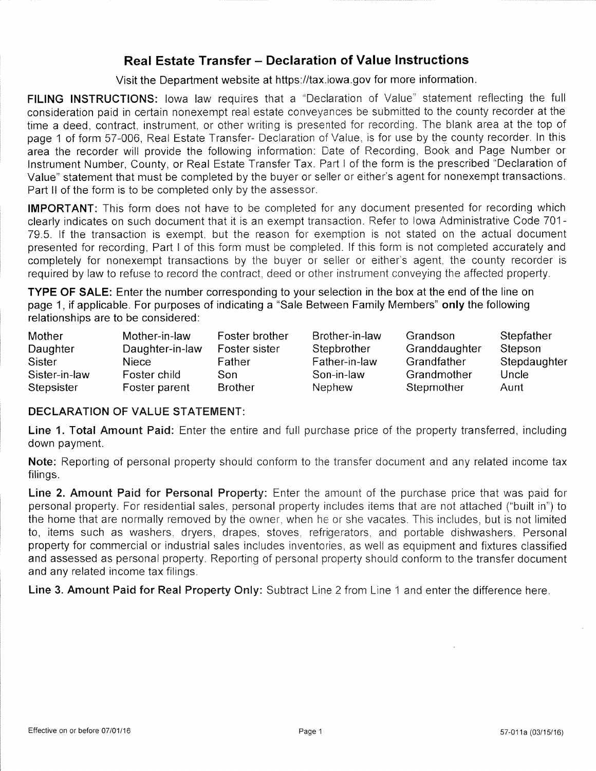# Real Estate Transfer – Declaration of Value Instructions

Visit the Department website at https://tax.iowa.gov for more information.

**FILING INSTRUCTIONS:** Iowa law requires that a "Declaration of Value" statement reflecting the full consideration paid in certain nonexempt real estate conveyances be submitted to the county recorder at the time a deed, contract, instrument, or other writing is presented for recording. The blank area at the top of page 1 of form 57-006, Real Estate Transfer- Declaration of Value, is for use by the county recorder. In this area the recorder will provide the following information: Date of Recording, Book and Page Number or Instrument Number, County, or Real Estate Transfer Tax. Part I of the form is the prescribed "Declaration of Value" statement that must be completed by the buyer or seller or either's agent for nonexempt transactions. Part II of the form is to be completed only by the assessor.

**IMPORTANT:** This form does not have to be completed for any document presented for recording which clearly indicates on such document that it is an exempt transaction. Refer to Iowa Administrative Code 701-79.5. If the transaction is exempt, but the reason for exemption is not stated on the actual document presented for recording, Part I of this form must be completed. If this form is not completed accurately and completely for nonexempt transactions by the buyer or seller or either's agent, the county recorder is required by law to refuse to record the contract, deed or other instrument conveying the affected property.

**TYPE OF SALE:** Enter the number corresponding to your selection in the box at the end of the line on page 1, if applicable. For purposes of indicating a "Sale Between Family Members" **only** the following relationships are to be considered:

| | | | | | |
|---|---|---|---|---|---|
| Mother | Mother-in-law | Foster brother | Brother-in-law | Grandson | Stepfather |
| Daughter | Daughter-in-law | Foster sister | Stepbrother | Granddaughter | Stepson |
| Sister | Niece | Father | Father-in-law | Grandfather | Stepdaughter |
| Sister-in-law | Foster child | Son | Son-in-law | Grandmother | Uncle |
| Stepsister | Foster parent | Brother | Nephew | Stepmother | Aunt |

**DECLARATION OF VALUE STATEMENT:**

**Line 1. Total Amount Paid:** Enter the entire and full purchase price of the property transferred, including down payment.

**Note:** Reporting of personal property should conform to the transfer document and any related income tax filings.

**Line 2. Amount Paid for Personal Property:** Enter the amount of the purchase price that was paid for personal property. For residential sales, personal property includes items that are not attached ("built in") to the home that are normally removed by the owner, when he or she vacates. This includes, but is not limited to, items such as washers, dryers, drapes, stoves, refrigerators, and portable dishwashers. Personal property for commercial or industrial sales includes inventories, as well as equipment and fixtures classified and assessed as personal property. Reporting of personal property should conform to the transfer document and any related income tax filings.

**Line 3. Amount Paid for Real Property Only:** Subtract Line 2 from Line 1 and enter the difference here.

Effective on or before 07/01/16

57-011a (03/15/16)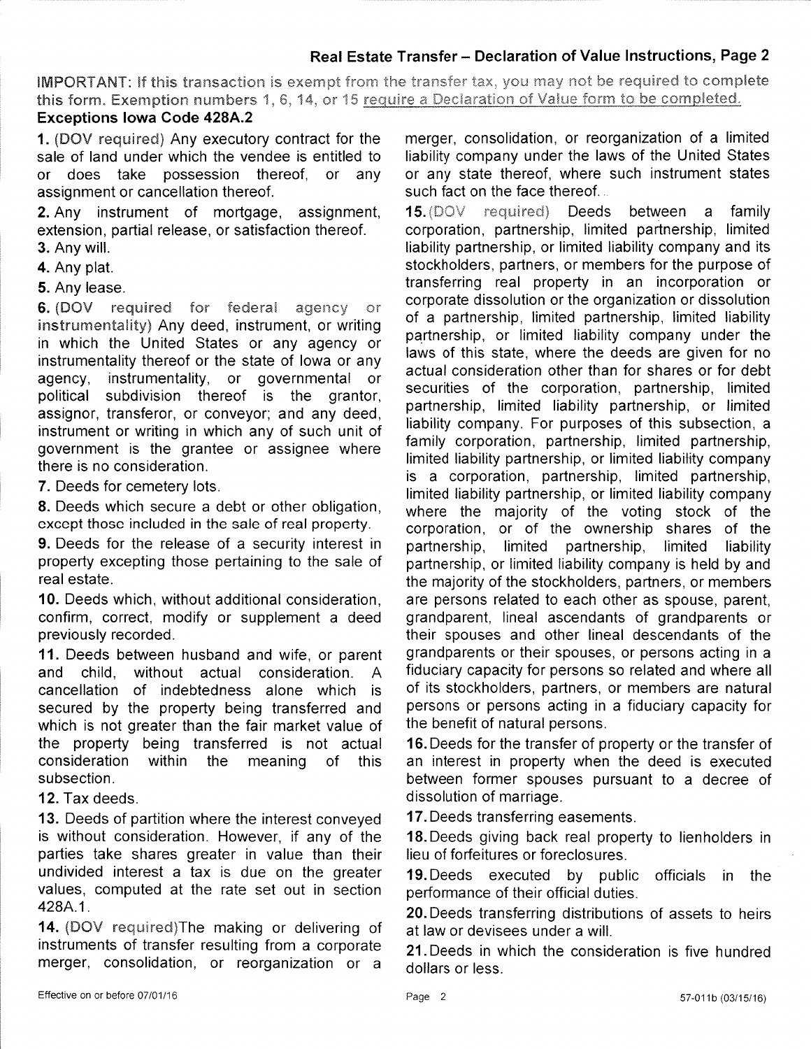## Real Estate Transfer – Declaration of Value Instructions, Page 2

IMPORTANT: If this transaction is exempt from the transfer tax, you may not be required to complete this form. Exemption numbers 1, 6, 14, or 15 require a Declaration of Value form to be completed.

### Exceptions Iowa Code 428A.2

**1.** (DOV required) Any executory contract for the sale of land under which the vendee is entitled to or does take possession thereof, or any assignment or cancellation thereof.

**2.** Any instrument of mortgage, assignment, extension, partial release, or satisfaction thereof.

**3.** Any will.

**4.** Any plat.

**5.** Any lease.

**6.** (DOV required for federal agency or instrumentality) Any deed, instrument, or writing in which the United States or any agency or instrumentality thereof or the state of Iowa or any agency, instrumentality, or governmental or political subdivision thereof is the grantor, assignor, transferor, or conveyor; and any deed, instrument or writing in which any of such unit of government is the grantee or assignee where there is no consideration.

**7.** Deeds for cemetery lots.

**8.** Deeds which secure a debt or other obligation, except those included in the sale of real property.

**9.** Deeds for the release of a security interest in property excepting those pertaining to the sale of real estate.

**10.** Deeds which, without additional consideration, confirm, correct, modify or supplement a deed previously recorded.

**11.** Deeds between husband and wife, or parent and child, without actual consideration. A cancellation of indebtedness alone which is secured by the property being transferred and which is not greater than the fair market value of the property being transferred is not actual consideration within the meaning of this subsection.

**12.** Tax deeds.

**13.** Deeds of partition where the interest conveyed is without consideration. However, if any of the parties take shares greater in value than their undivided interest a tax is due on the greater values, computed at the rate set out in section 428A.1.

**14.** (DOV required)The making or delivering of instruments of transfer resulting from a corporate merger, consolidation, or reorganization or a merger, consolidation, or reorganization of a limited liability company under the laws of the United States or any state thereof, where such instrument states such fact on the face thereof.

**15.** (DOV required) Deeds between a family corporation, partnership, limited partnership, limited liability partnership, or limited liability company and its stockholders, partners, or members for the purpose of transferring real property in an incorporation or corporate dissolution or the organization or dissolution of a partnership, limited partnership, limited liability partnership, or limited liability company under the laws of this state, where the deeds are given for no actual consideration other than for shares or for debt securities of the corporation, partnership, limited partnership, limited liability partnership, or limited liability company. For purposes of this subsection, a family corporation, partnership, limited partnership, limited liability partnership, or limited liability company is a corporation, partnership, limited partnership, limited liability partnership, or limited liability company where the majority of the voting stock of the corporation, or of the ownership shares of the partnership, limited partnership, limited liability partnership, or limited liability company is held by and the majority of the stockholders, partners, or members are persons related to each other as spouse, parent, grandparent, lineal ascendants of grandparents or their spouses and other lineal descendants of the grandparents or their spouses, or persons acting in a fiduciary capacity for persons so related and where all of its stockholders, partners, or members are natural persons or persons acting in a fiduciary capacity for the benefit of natural persons.

**16.** Deeds for the transfer of property or the transfer of an interest in property when the deed is executed between former spouses pursuant to a decree of dissolution of marriage.

**17.** Deeds transferring easements.

**18.** Deeds giving back real property to lienholders in lieu of forfeitures or foreclosures.

**19.** Deeds executed by public officials in the performance of their official duties.

**20.** Deeds transferring distributions of assets to heirs at law or devisees under a will.

**21.** Deeds in which the consideration is five hundred dollars or less.

Effective on or before 07/01/16

57-011b (03/15/16)